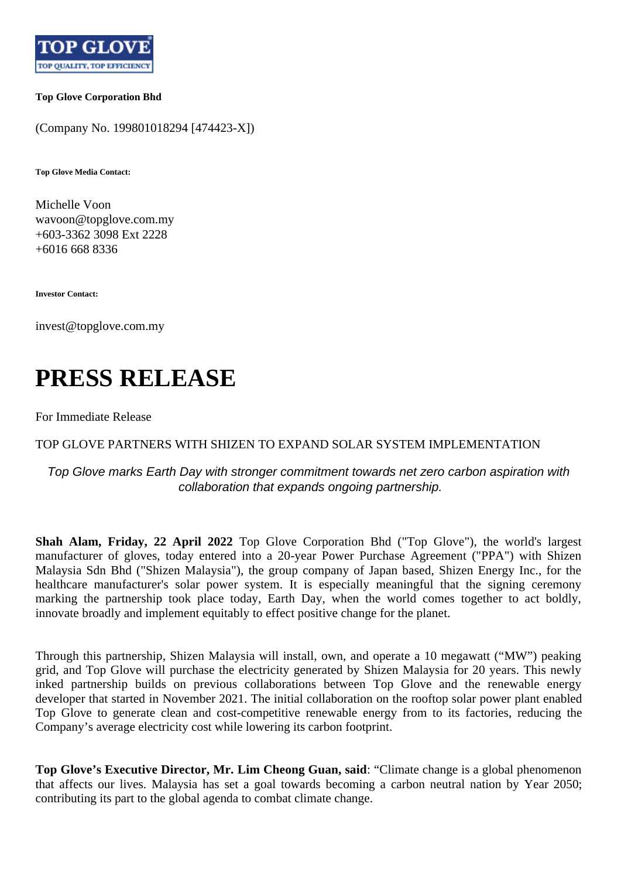**TOP GLOVE**
**TOP QUALITY, TOP EFFICIENCY**

**Top Glove Corporation Bhd**

(Company No. 199801018294 [474423-X])

**Top Glove Media Contact:**

Michelle Voon
wavoon@topglove.com.my
+603-3362 3098 Ext 2228
+6016 668 8336

**Investor Contact:**

invest@topglove.com.my

# PRESS RELEASE

For Immediate Release

TOP GLOVE PARTNERS WITH SHIZEN TO EXPAND SOLAR SYSTEM IMPLEMENTATION

*Top Glove marks Earth Day with stronger commitment towards net zero carbon aspiration with collaboration that expands ongoing partnership.*

**Shah Alam, Friday, 22 April 2022** Top Glove Corporation Bhd ("Top Glove"), the world's largest manufacturer of gloves, today entered into a 20-year Power Purchase Agreement ("PPA") with Shizen Malaysia Sdn Bhd ("Shizen Malaysia"), the group company of Japan based, Shizen Energy Inc., for the healthcare manufacturer's solar power system. It is especially meaningful that the signing ceremony marking the partnership took place today, Earth Day, when the world comes together to act boldly, innovate broadly and implement equitably to effect positive change for the planet.

Through this partnership, Shizen Malaysia will install, own, and operate a 10 megawatt ("MW") peaking grid, and Top Glove will purchase the electricity generated by Shizen Malaysia for 20 years. This newly inked partnership builds on previous collaborations between Top Glove and the renewable energy developer that started in November 2021. The initial collaboration on the rooftop solar power plant enabled Top Glove to generate clean and cost-competitive renewable energy from to its factories, reducing the Company's average electricity cost while lowering its carbon footprint.

**Top Glove's Executive Director, Mr. Lim Cheong Guan, said**: "Climate change is a global phenomenon that affects our lives. Malaysia has set a goal towards becoming a carbon neutral nation by Year 2050; contributing its part to the global agenda to combat climate change.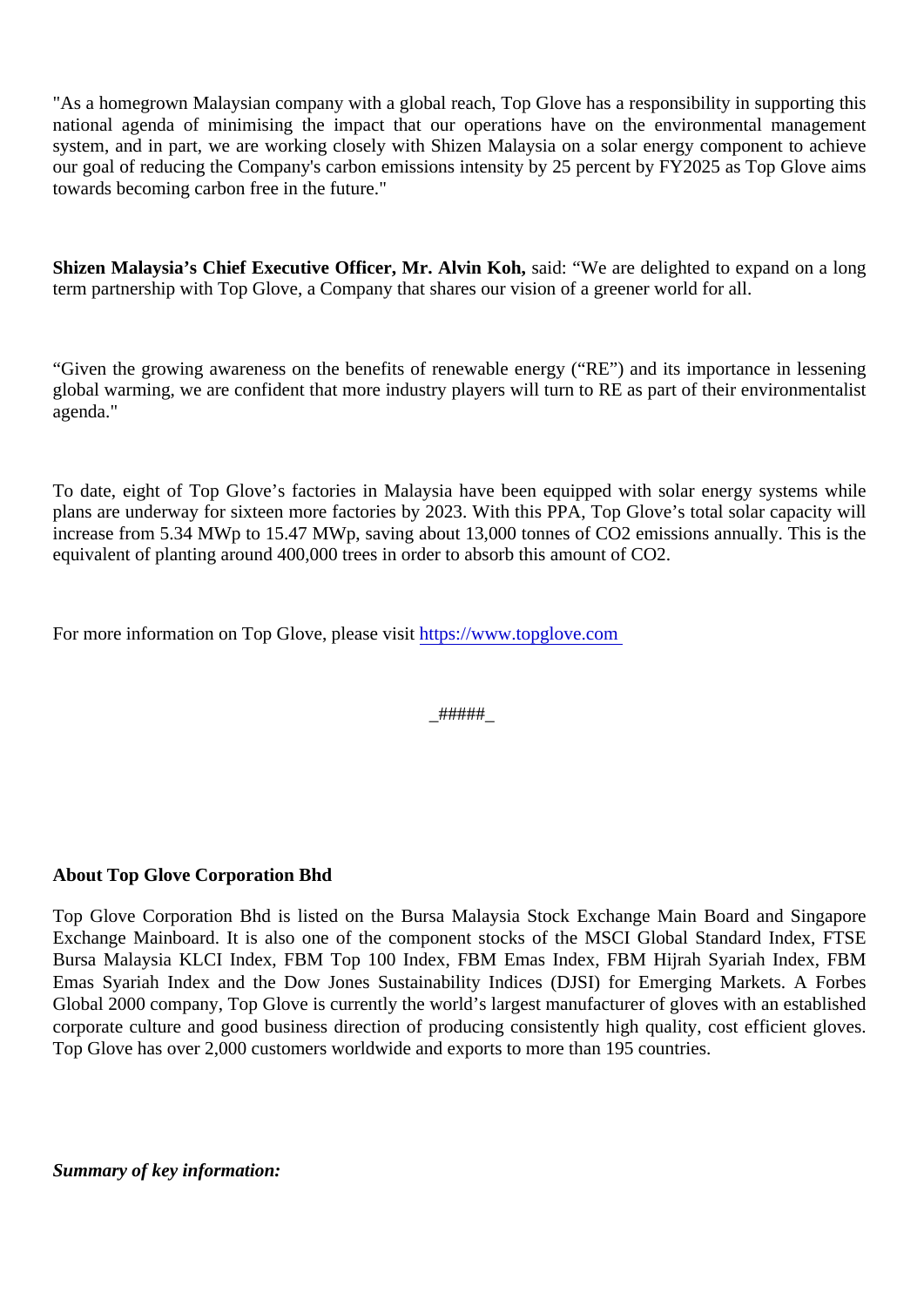"As a homegrown Malaysian company with a global reach, Top Glove has a responsibility in supporting this national agenda of minimising the impact that our operations have on the environmental management system, and in part, we are working closely with Shizen Malaysia on a solar energy component to achieve our goal of reducing the Company's carbon emissions intensity by 25 percent by FY2025 as Top Glove aims towards becoming carbon free in the future."

**Shizen Malaysia's Chief Executive Officer, Mr. Alvin Koh,** said: "We are delighted to expand on a long term partnership with Top Glove, a Company that shares our vision of a greener world for all.

"Given the growing awareness on the benefits of renewable energy ("RE") and its importance in lessening global warming, we are confident that more industry players will turn to RE as part of their environmentalist agenda."

To date, eight of Top Glove's factories in Malaysia have been equipped with solar energy systems while plans are underway for sixteen more factories by 2023. With this PPA, Top Glove's total solar capacity will increase from 5.34 MWp to 15.47 MWp, saving about 13,000 tonnes of $CO_2$ emissions annually. This is the equivalent of planting around 400,000 trees in order to absorb this amount of $CO_2$.

For more information on Top Glove, please visit [https://www.topglove.com](https://www.topglove.com)

_#####_

**About Top Glove Corporation Bhd**

Top Glove Corporation Bhd is listed on the Bursa Malaysia Stock Exchange Main Board and Singapore Exchange Mainboard. It is also one of the component stocks of the MSCI Global Standard Index, FTSE Bursa Malaysia KLCI Index, FBM Top 100 Index, FBM Emas Index, FBM Hijrah Syariah Index, FBM Emas Syariah Index and the Dow Jones Sustainability Indices (DJSI) for Emerging Markets. A Forbes Global 2000 company, Top Glove is currently the world's largest manufacturer of gloves with an established corporate culture and good business direction of producing consistently high quality, cost efficient gloves. Top Glove has over 2,000 customers worldwide and exports to more than 195 countries.

***Summary of key information:***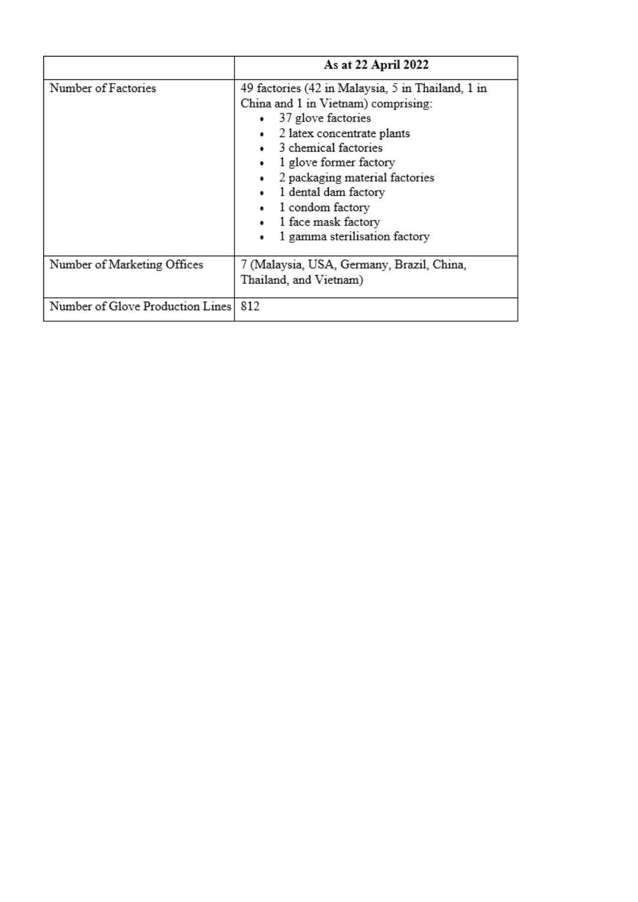| | As at 22 April 2022 |
|---|---|
| Number of Factories | 49 factories (42 in Malaysia, 5 in Thailand, 1 in China and 1 in Vietnam) comprising:<br>• 37 glove factories<br>• 2 latex concentrate plants<br>• 3 chemical factories<br>• 1 glove former factory<br>• 2 packaging material factories<br>• 1 dental dam factory<br>• 1 condom factory<br>• 1 face mask factory<br>• 1 gamma sterilisation factory |
| Number of Marketing Offices | 7 (Malaysia, USA, Germany, Brazil, China, Thailand, and Vietnam) |
| Number of Glove Production Lines | 812 |